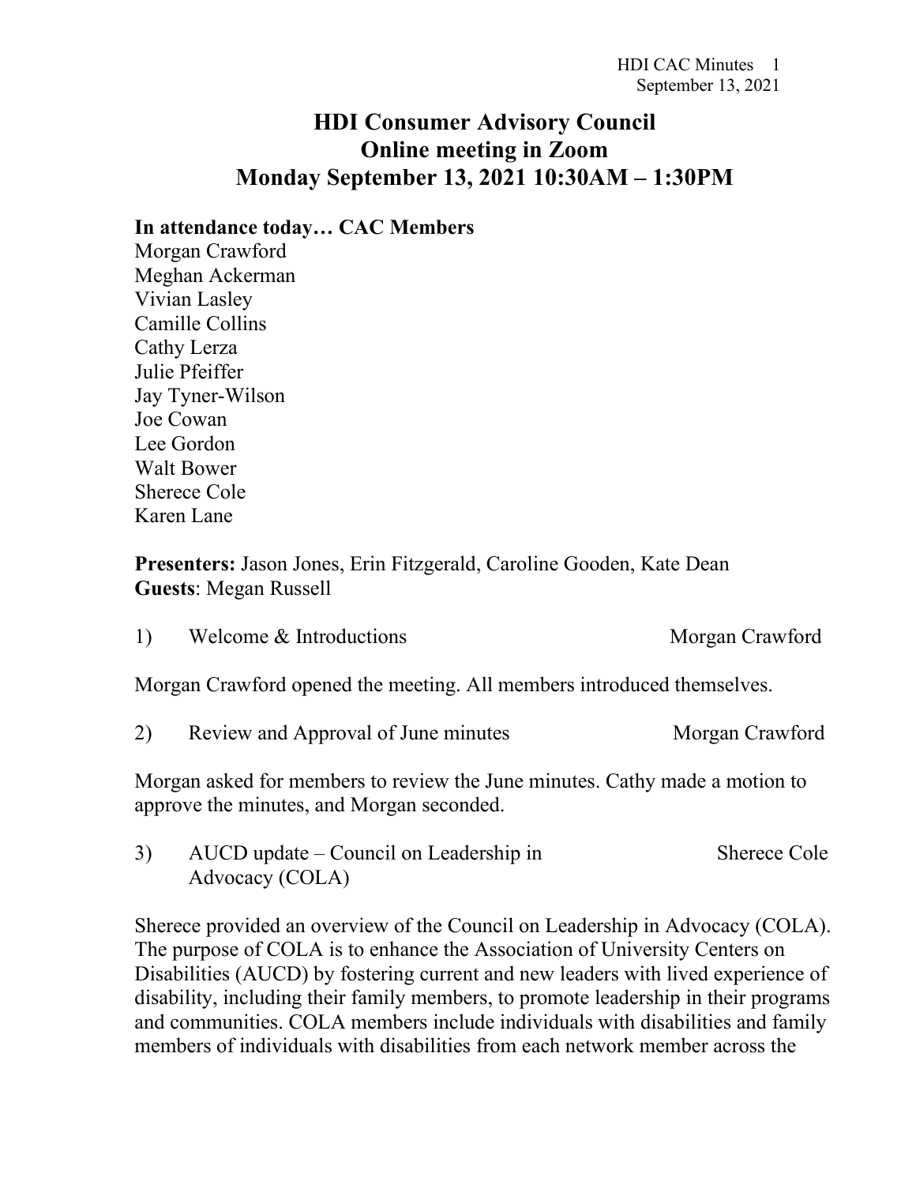# HDI Consumer Advisory Council
# Online meeting in Zoom
# Monday September 13, 2021 10:30AM – 1:30PM

**In attendance today… CAC Members**

Morgan Crawford
Meghan Ackerman
Vivian Lasley
Camille Collins
Cathy Lerza
Julie Pfeiffer
Jay Tyner-Wilson
Joe Cowan
Lee Gordon
Walt Bower
Sherece Cole
Karen Lane

**Presenters:** Jason Jones, Erin Fitzgerald, Caroline Gooden, Kate Dean
**Guests**: Megan Russell

1) Welcome & Introductions — Morgan Crawford

Morgan Crawford opened the meeting. All members introduced themselves.

2) Review and Approval of June minutes — Morgan Crawford

Morgan asked for members to review the June minutes. Cathy made a motion to approve the minutes, and Morgan seconded.

3) AUCD update – Council on Leadership in Advocacy (COLA) — Sherece Cole

Sherece provided an overview of the Council on Leadership in Advocacy (COLA). The purpose of COLA is to enhance the Association of University Centers on Disabilities (AUCD) by fostering current and new leaders with lived experience of disability, including their family members, to promote leadership in their programs and communities. COLA members include individuals with disabilities and family members of individuals with disabilities from each network member across the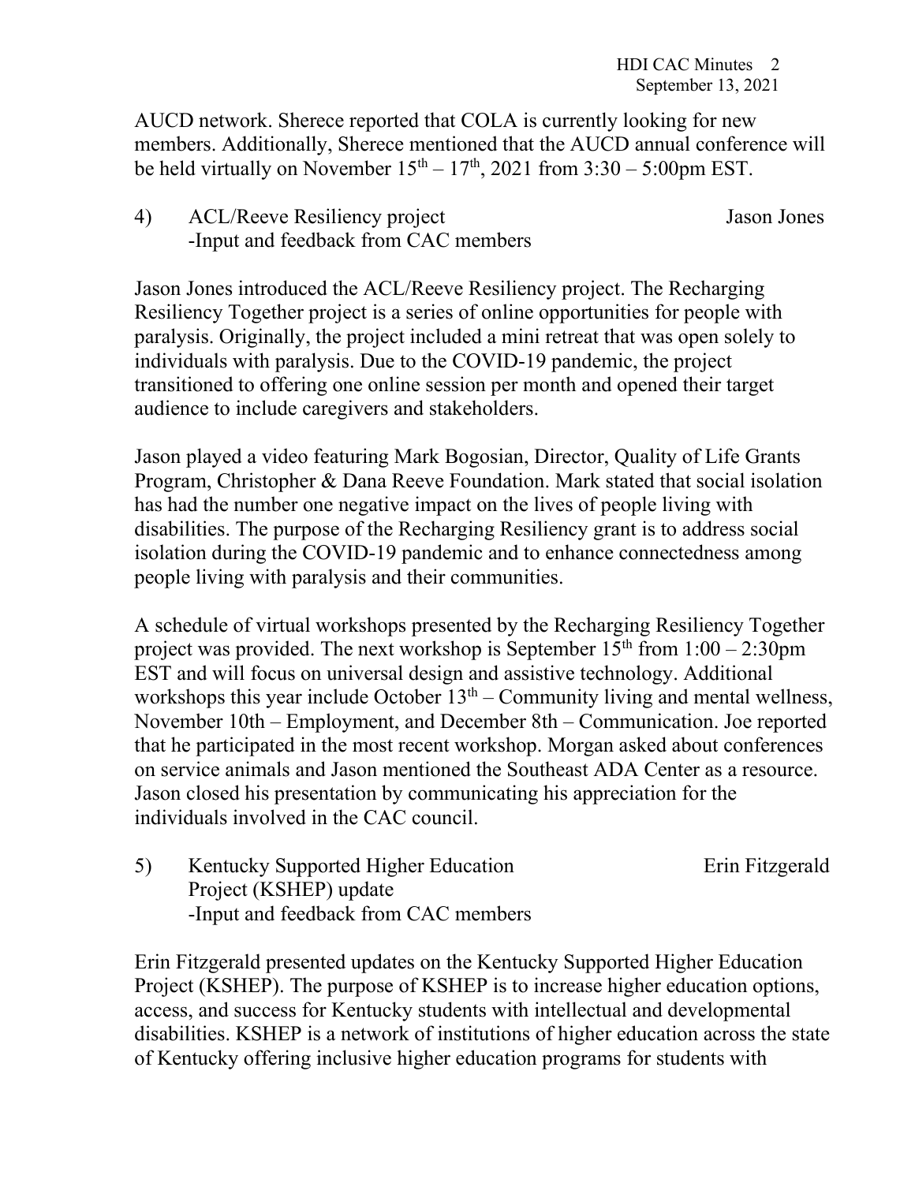AUCD network. Sherece reported that COLA is currently looking for new members. Additionally, Sherece mentioned that the AUCD annual conference will be held virtually on November 15th – 17th, 2021 from 3:30 – 5:00pm EST.

4) ACL/Reeve Resiliency project — Jason Jones
-Input and feedback from CAC members

Jason Jones introduced the ACL/Reeve Resiliency project. The Recharging Resiliency Together project is a series of online opportunities for people with paralysis. Originally, the project included a mini retreat that was open solely to individuals with paralysis. Due to the COVID-19 pandemic, the project transitioned to offering one online session per month and opened their target audience to include caregivers and stakeholders.

Jason played a video featuring Mark Bogosian, Director, Quality of Life Grants Program, Christopher & Dana Reeve Foundation. Mark stated that social isolation has had the number one negative impact on the lives of people living with disabilities. The purpose of the Recharging Resiliency grant is to address social isolation during the COVID-19 pandemic and to enhance connectedness among people living with paralysis and their communities.

A schedule of virtual workshops presented by the Recharging Resiliency Together project was provided. The next workshop is September 15th from 1:00 – 2:30pm EST and will focus on universal design and assistive technology. Additional workshops this year include October 13th – Community living and mental wellness, November 10th – Employment, and December 8th – Communication. Joe reported that he participated in the most recent workshop. Morgan asked about conferences on service animals and Jason mentioned the Southeast ADA Center as a resource. Jason closed his presentation by communicating his appreciation for the individuals involved in the CAC council.

5) Kentucky Supported Higher Education Project (KSHEP) update — Erin Fitzgerald
-Input and feedback from CAC members

Erin Fitzgerald presented updates on the Kentucky Supported Higher Education Project (KSHEP). The purpose of KSHEP is to increase higher education options, access, and success for Kentucky students with intellectual and developmental disabilities. KSHEP is a network of institutions of higher education across the state of Kentucky offering inclusive higher education programs for students with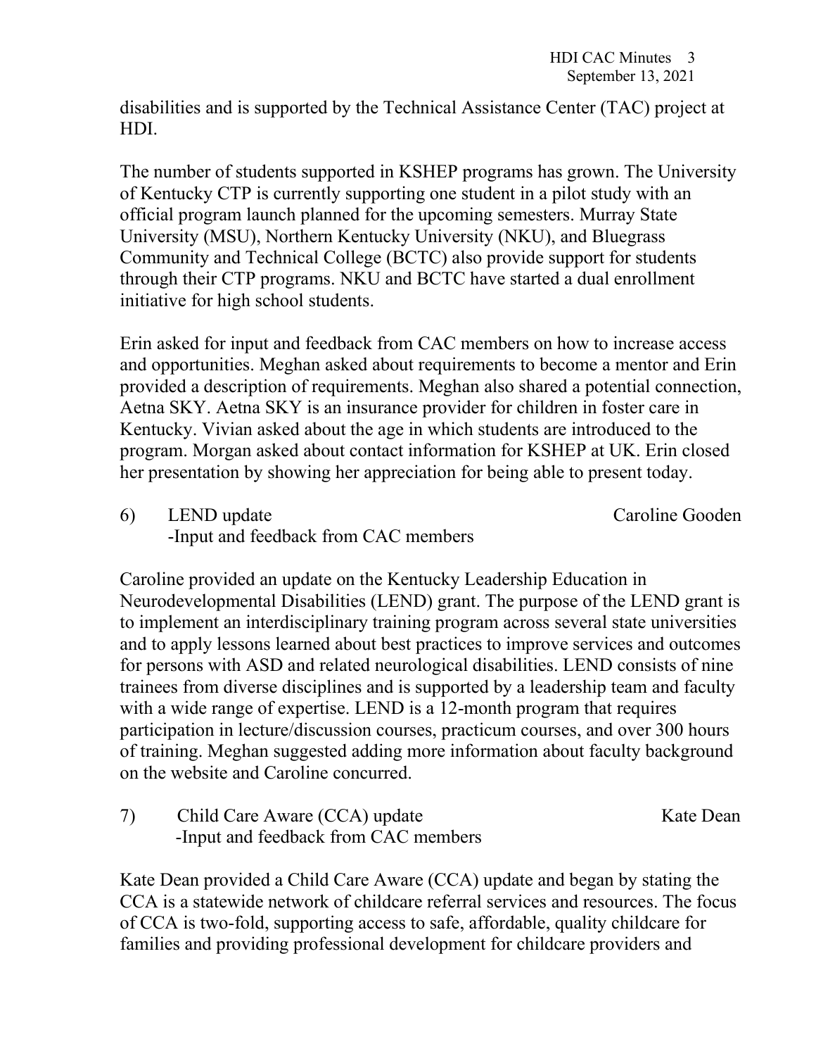disabilities and is supported by the Technical Assistance Center (TAC) project at HDI.

The number of students supported in KSHEP programs has grown. The University of Kentucky CTP is currently supporting one student in a pilot study with an official program launch planned for the upcoming semesters. Murray State University (MSU), Northern Kentucky University (NKU), and Bluegrass Community and Technical College (BCTC) also provide support for students through their CTP programs. NKU and BCTC have started a dual enrollment initiative for high school students.

Erin asked for input and feedback from CAC members on how to increase access and opportunities. Meghan asked about requirements to become a mentor and Erin provided a description of requirements. Meghan also shared a potential connection, Aetna SKY. Aetna SKY is an insurance provider for children in foster care in Kentucky. Vivian asked about the age in which students are introduced to the program. Morgan asked about contact information for KSHEP at UK. Erin closed her presentation by showing her appreciation for being able to present today.

6) LEND update — Caroline Gooden
   -Input and feedback from CAC members

Caroline provided an update on the Kentucky Leadership Education in Neurodevelopmental Disabilities (LEND) grant. The purpose of the LEND grant is to implement an interdisciplinary training program across several state universities and to apply lessons learned about best practices to improve services and outcomes for persons with ASD and related neurological disabilities. LEND consists of nine trainees from diverse disciplines and is supported by a leadership team and faculty with a wide range of expertise. LEND is a 12-month program that requires participation in lecture/discussion courses, practicum courses, and over 300 hours of training. Meghan suggested adding more information about faculty background on the website and Caroline concurred.

7) Child Care Aware (CCA) update — Kate Dean
   -Input and feedback from CAC members

Kate Dean provided a Child Care Aware (CCA) update and began by stating the CCA is a statewide network of childcare referral services and resources. The focus of CCA is two-fold, supporting access to safe, affordable, quality childcare for families and providing professional development for childcare providers and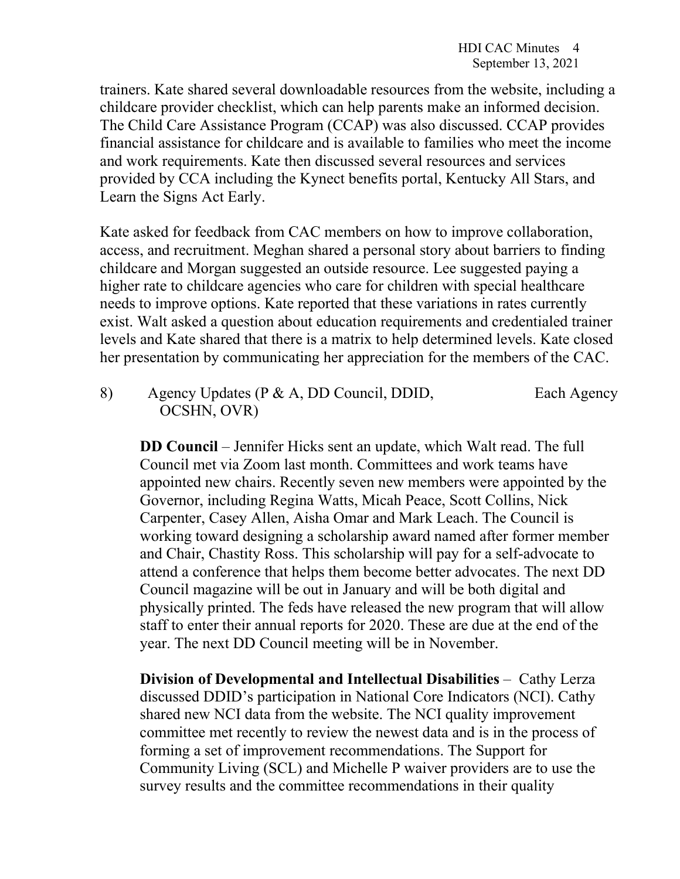trainers. Kate shared several downloadable resources from the website, including a childcare provider checklist, which can help parents make an informed decision. The Child Care Assistance Program (CCAP) was also discussed. CCAP provides financial assistance for childcare and is available to families who meet the income and work requirements. Kate then discussed several resources and services provided by CCA including the Kynect benefits portal, Kentucky All Stars, and Learn the Signs Act Early.

Kate asked for feedback from CAC members on how to improve collaboration, access, and recruitment. Meghan shared a personal story about barriers to finding childcare and Morgan suggested an outside resource. Lee suggested paying a higher rate to childcare agencies who care for children with special healthcare needs to improve options. Kate reported that these variations in rates currently exist. Walt asked a question about education requirements and credentialed trainer levels and Kate shared that there is a matrix to help determined levels. Kate closed her presentation by communicating her appreciation for the members of the CAC.

8) Agency Updates (P & A, DD Council, DDID, OCSHN, OVR) — Each Agency

**DD Council** – Jennifer Hicks sent an update, which Walt read. The full Council met via Zoom last month. Committees and work teams have appointed new chairs. Recently seven new members were appointed by the Governor, including Regina Watts, Micah Peace, Scott Collins, Nick Carpenter, Casey Allen, Aisha Omar and Mark Leach. The Council is working toward designing a scholarship award named after former member and Chair, Chastity Ross. This scholarship will pay for a self-advocate to attend a conference that helps them become better advocates. The next DD Council magazine will be out in January and will be both digital and physically printed. The feds have released the new program that will allow staff to enter their annual reports for 2020. These are due at the end of the year. The next DD Council meeting will be in November.

**Division of Developmental and Intellectual Disabilities** – Cathy Lerza discussed DDID's participation in National Core Indicators (NCI). Cathy shared new NCI data from the website. The NCI quality improvement committee met recently to review the newest data and is in the process of forming a set of improvement recommendations. The Support for Community Living (SCL) and Michelle P waiver providers are to use the survey results and the committee recommendations in their quality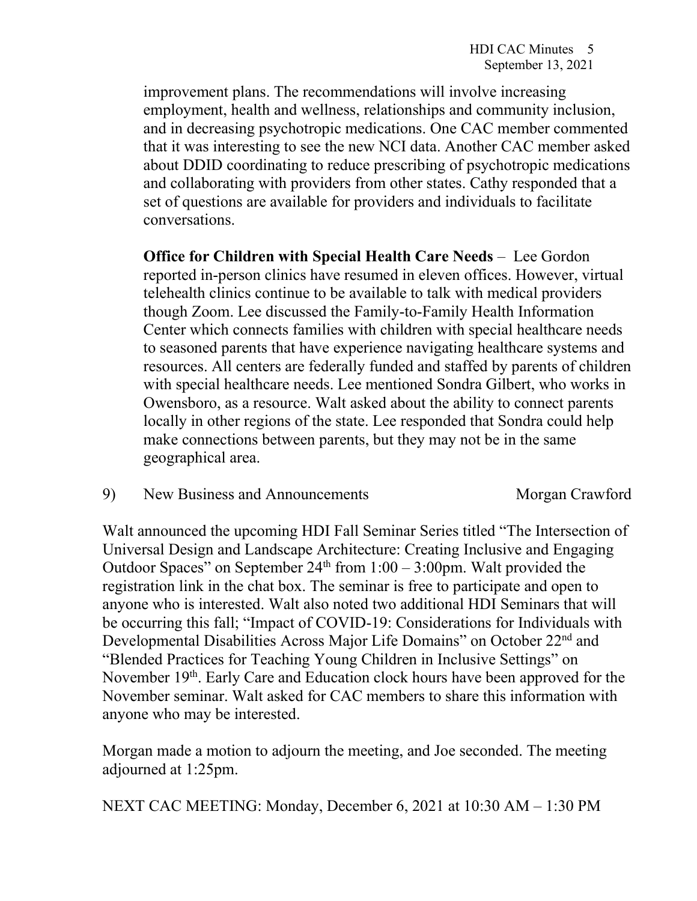improvement plans. The recommendations will involve increasing employment, health and wellness, relationships and community inclusion, and in decreasing psychotropic medications. One CAC member commented that it was interesting to see the new NCI data. Another CAC member asked about DDID coordinating to reduce prescribing of psychotropic medications and collaborating with providers from other states. Cathy responded that a set of questions are available for providers and individuals to facilitate conversations.

**Office for Children with Special Health Care Needs** – Lee Gordon reported in-person clinics have resumed in eleven offices. However, virtual telehealth clinics continue to be available to talk with medical providers though Zoom. Lee discussed the Family-to-Family Health Information Center which connects families with children with special healthcare needs to seasoned parents that have experience navigating healthcare systems and resources. All centers are federally funded and staffed by parents of children with special healthcare needs. Lee mentioned Sondra Gilbert, who works in Owensboro, as a resource. Walt asked about the ability to connect parents locally in other regions of the state. Lee responded that Sondra could help make connections between parents, but they may not be in the same geographical area.

9) New Business and Announcements — Morgan Crawford

Walt announced the upcoming HDI Fall Seminar Series titled "The Intersection of Universal Design and Landscape Architecture: Creating Inclusive and Engaging Outdoor Spaces" on September 24th from 1:00 – 3:00pm. Walt provided the registration link in the chat box. The seminar is free to participate and open to anyone who is interested. Walt also noted two additional HDI Seminars that will be occurring this fall; "Impact of COVID-19: Considerations for Individuals with Developmental Disabilities Across Major Life Domains" on October 22nd and "Blended Practices for Teaching Young Children in Inclusive Settings" on November 19th. Early Care and Education clock hours have been approved for the November seminar. Walt asked for CAC members to share this information with anyone who may be interested.

Morgan made a motion to adjourn the meeting, and Joe seconded. The meeting adjourned at 1:25pm.

NEXT CAC MEETING: Monday, December 6, 2021 at 10:30 AM – 1:30 PM